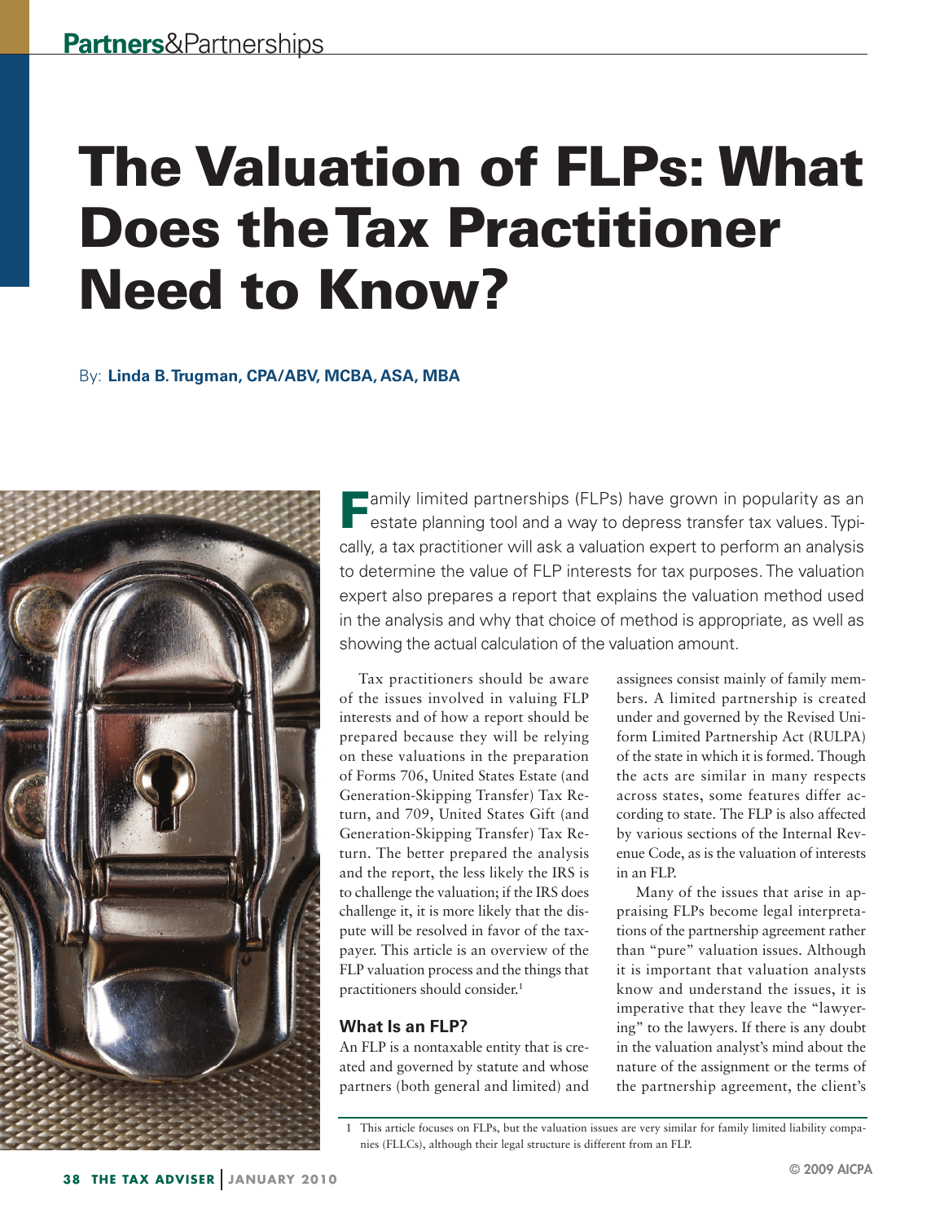# The Valuation of FLPs: What Does the Tax Practitioner Need to Know?

By: **Linda B. Trugman, CPA/ABV, MCBA, ASA, MBA**

Family limited partnerships (FLPs) have grown in popularity as an estate planning tool and a way to depress transfer tax values. Typically, a tax practitioner will ask a valuation expert to perform an analysis to determine the value of FLP interests for tax purposes. The valuation expert also prepares a report that explains the valuation method used in the analysis and why that choice of method is appropriate, as well as showing the actual calculation of the valuation amount.

Tax practitioners should be aware of the issues involved in valuing FLP interests and of how a report should be prepared because they will be relying on these valuations in the preparation of Forms 706, United States Estate (and Generation-Skipping Transfer) Tax Return, and 709, United States Gift (and Generation-Skipping Transfer) Tax Return. The better prepared the analysis and the report, the less likely the IRS is to challenge the valuation; if the IRS does challenge it, it is more likely that the dispute will be resolved in favor of the taxpayer. This article is an overview of the FLP valuation process and the things that practitioners should consider.[1]

## What Is an FLP?

An FLP is a nontaxable entity that is created and governed by statute and whose partners (both general and limited) and assignees consist mainly of family members. A limited partnership is created under and governed by the Revised Uniform Limited Partnership Act (RULPA) of the state in which it is formed. Though the acts are similar in many respects across states, some features differ according to state. The FLP is also affected by various sections of the Internal Revenue Code, as is the valuation of interests in an FLP.

Many of the issues that arise in appraising FLPs become legal interpretations of the partnership agreement rather than "pure" valuation issues. Although it is important that valuation analysts know and understand the issues, it is imperative that they leave the "lawyering" to the lawyers. If there is any doubt in the valuation analyst's mind about the nature of the assignment or the terms of the partnership agreement, the client's

1 This article focuses on FLPs, but the valuation issues are very similar for family limited liability companies (FLLCs), although their legal structure is different from an FLP.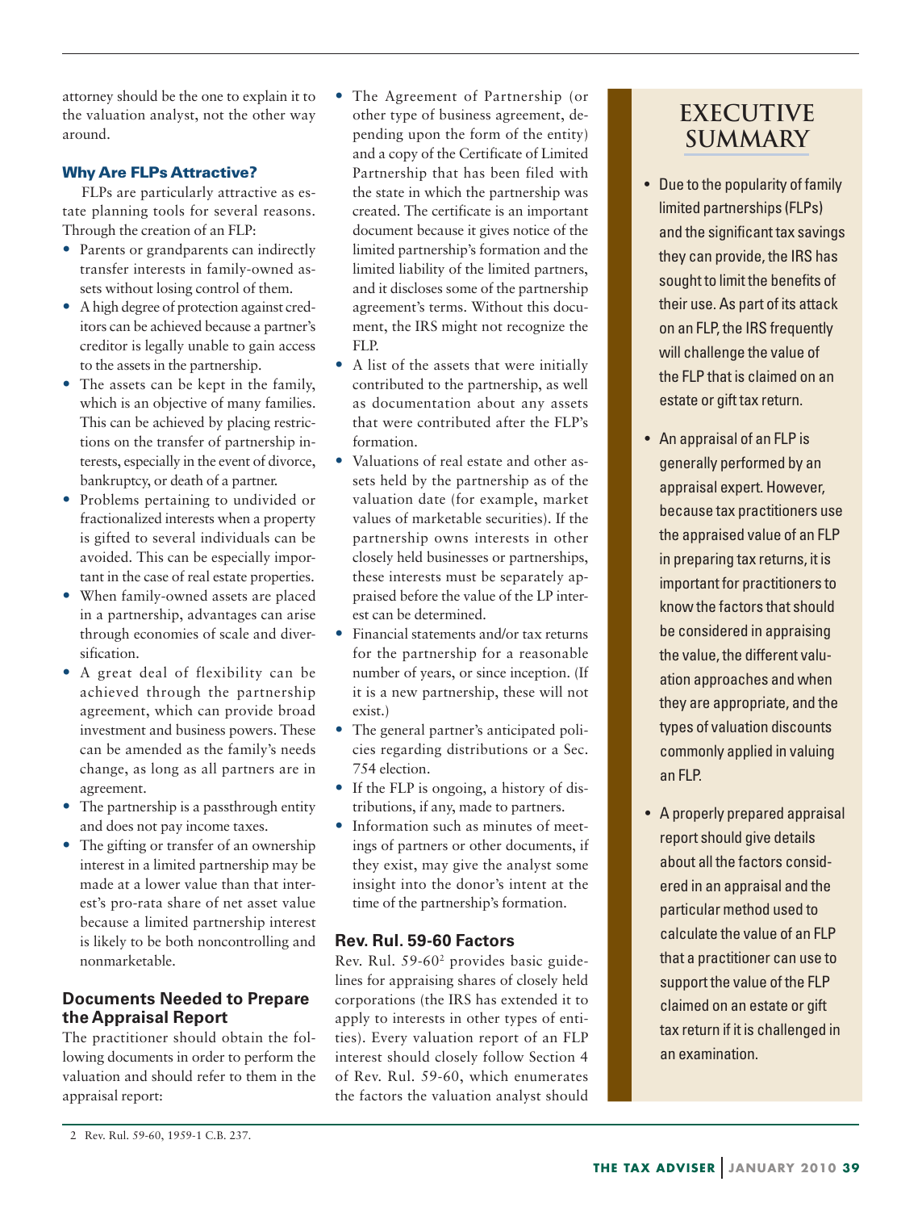attorney should be the one to explain it to the valuation analyst, not the other way around.

### Why Are FLPs Attractive?

FLPs are particularly attractive as estate planning tools for several reasons. Through the creation of an FLP:

- Parents or grandparents can indirectly transfer interests in family-owned assets without losing control of them.
- A high degree of protection against creditors can be achieved because a partner's creditor is legally unable to gain access to the assets in the partnership.
- The assets can be kept in the family, which is an objective of many families. This can be achieved by placing restrictions on the transfer of partnership interests, especially in the event of divorce, bankruptcy, or death of a partner.
- Problems pertaining to undivided or fractionalized interests when a property is gifted to several individuals can be avoided. This can be especially important in the case of real estate properties.
- When family-owned assets are placed in a partnership, advantages can arise through economies of scale and diversification.
- A great deal of flexibility can be achieved through the partnership agreement, which can provide broad investment and business powers. These can be amended as the family's needs change, as long as all partners are in agreement.
- The partnership is a passthrough entity and does not pay income taxes.
- The gifting or transfer of an ownership interest in a limited partnership may be made at a lower value than that interest's pro-rata share of net asset value because a limited partnership interest is likely to be both noncontrolling and nonmarketable.

## Documents Needed to Prepare the Appraisal Report

The practitioner should obtain the following documents in order to perform the valuation and should refer to them in the appraisal report:

- The Agreement of Partnership (or other type of business agreement, depending upon the form of the entity) and a copy of the Certificate of Limited Partnership that has been filed with the state in which the partnership was created. The certificate is an important document because it gives notice of the limited partnership's formation and the limited liability of the limited partners, and it discloses some of the partnership agreement's terms. Without this document, the IRS might not recognize the FLP.
- A list of the assets that were initially contributed to the partnership, as well as documentation about any assets that were contributed after the FLP's formation.
- Valuations of real estate and other assets held by the partnership as of the valuation date (for example, market values of marketable securities). If the partnership owns interests in other closely held businesses or partnerships, these interests must be separately appraised before the value of the LP interest can be determined.
- Financial statements and/or tax returns for the partnership for a reasonable number of years, or since inception. (If it is a new partnership, these will not exist.)
- The general partner's anticipated policies regarding distributions or a Sec. 754 election.
- If the FLP is ongoing, a history of distributions, if any, made to partners.
- Information such as minutes of meetings of partners or other documents, if they exist, may give the analyst some insight into the donor's intent at the time of the partnership's formation.

## Rev. Rul. 59-60 Factors

Rev. Rul. 59-60[2] provides basic guidelines for appraising shares of closely held corporations (the IRS has extended it to apply to interests in other types of entities). Every valuation report of an FLP interest should closely follow Section 4 of Rev. Rul. 59-60, which enumerates the factors the valuation analyst should

## EXECUTIVE SUMMARY

- Due to the popularity of family limited partnerships (FLPs) and the significant tax savings they can provide, the IRS has sought to limit the benefits of their use. As part of its attack on an FLP, the IRS frequently will challenge the value of the FLP that is claimed on an estate or gift tax return.
- An appraisal of an FLP is generally performed by an appraisal expert. However, because tax practitioners use the appraised value of an FLP in preparing tax returns, it is important for practitioners to know the factors that should be considered in appraising the value, the different valuation approaches and when they are appropriate, and the types of valuation discounts commonly applied in valuing an FLP.
- A properly prepared appraisal report should give details about all the factors considered in an appraisal and the particular method used to calculate the value of an FLP that a practitioner can use to support the value of the FLP claimed on an estate or gift tax return if it is challenged in an examination.

---

2 Rev. Rul. 59-60, 1959-1 C.B. 237.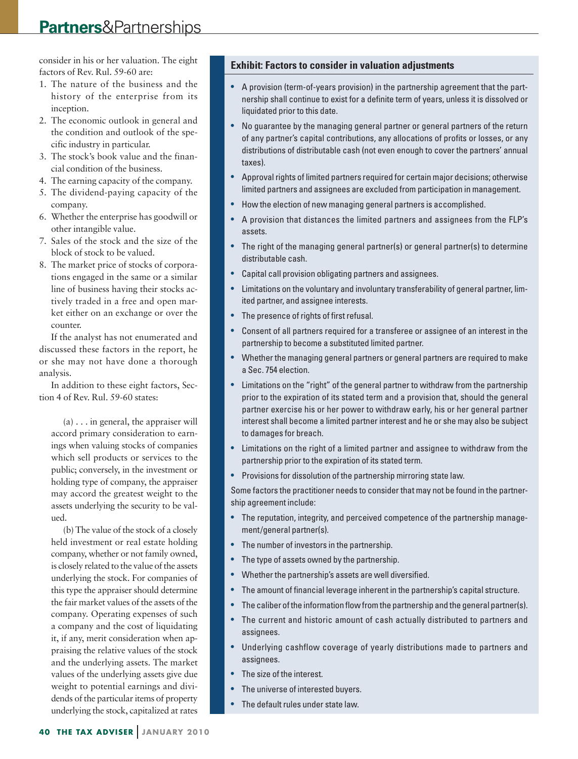consider in his or her valuation. The eight factors of Rev. Rul. 59-60 are:

1. The nature of the business and the history of the enterprise from its inception.
2. The economic outlook in general and the condition and outlook of the specific industry in particular.
3. The stock's book value and the financial condition of the business.
4. The earning capacity of the company.
5. The dividend-paying capacity of the company.
6. Whether the enterprise has goodwill or other intangible value.
7. Sales of the stock and the size of the block of stock to be valued.
8. The market price of stocks of corporations engaged in the same or a similar line of business having their stocks actively traded in a free and open market either on an exchange or over the counter.

If the analyst has not enumerated and discussed these factors in the report, he or she may not have done a thorough analysis.

In addition to these eight factors, Section 4 of Rev. Rul. 59-60 states:

> (a) . . . in general, the appraiser will accord primary consideration to earnings when valuing stocks of companies which sell products or services to the public; conversely, in the investment or holding type of company, the appraiser may accord the greatest weight to the assets underlying the security to be valued.
>
> (b) The value of the stock of a closely held investment or real estate holding company, whether or not family owned, is closely related to the value of the assets underlying the stock. For companies of this type the appraiser should determine the fair market values of the assets of the company. Operating expenses of such a company and the cost of liquidating it, if any, merit consideration when appraising the relative values of the stock and the underlying assets. The market values of the underlying assets give due weight to potential earnings and dividends of the particular items of property underlying the stock, capitalized at rates

### Exhibit: Factors to consider in valuation adjustments

- A provision (term-of-years provision) in the partnership agreement that the partnership shall continue to exist for a definite term of years, unless it is dissolved or liquidated prior to this date.
- No guarantee by the managing general partner or general partners of the return of any partner's capital contributions, any allocations of profits or losses, or any distributions of distributable cash (not even enough to cover the partners' annual taxes).
- Approval rights of limited partners required for certain major decisions; otherwise limited partners and assignees are excluded from participation in management.
- How the election of new managing general partners is accomplished.
- A provision that distances the limited partners and assignees from the FLP's assets.
- The right of the managing general partner(s) or general partner(s) to determine distributable cash.
- Capital call provision obligating partners and assignees.
- Limitations on the voluntary and involuntary transferability of general partner, limited partner, and assignee interests.
- The presence of rights of first refusal.
- Consent of all partners required for a transferee or assignee of an interest in the partnership to become a substituted limited partner.
- Whether the managing general partners or general partners are required to make a Sec. 754 election.
- Limitations on the "right" of the general partner to withdraw from the partnership prior to the expiration of its stated term and a provision that, should the general partner exercise his or her power to withdraw early, his or her general partner interest shall become a limited partner interest and he or she may also be subject to damages for breach.
- Limitations on the right of a limited partner and assignee to withdraw from the partnership prior to the expiration of its stated term.
- Provisions for dissolution of the partnership mirroring state law.

Some factors the practitioner needs to consider that may not be found in the partnership agreement include:

- The reputation, integrity, and perceived competence of the partnership management/general partner(s).
- The number of investors in the partnership.
- The type of assets owned by the partnership.
- Whether the partnership's assets are well diversified.
- The amount of financial leverage inherent in the partnership's capital structure.
- The caliber of the information flow from the partnership and the general partner(s).
- The current and historic amount of cash actually distributed to partners and assignees.
- Underlying cashflow coverage of yearly distributions made to partners and assignees.
- The size of the interest.
- The universe of interested buyers.
- The default rules under state law.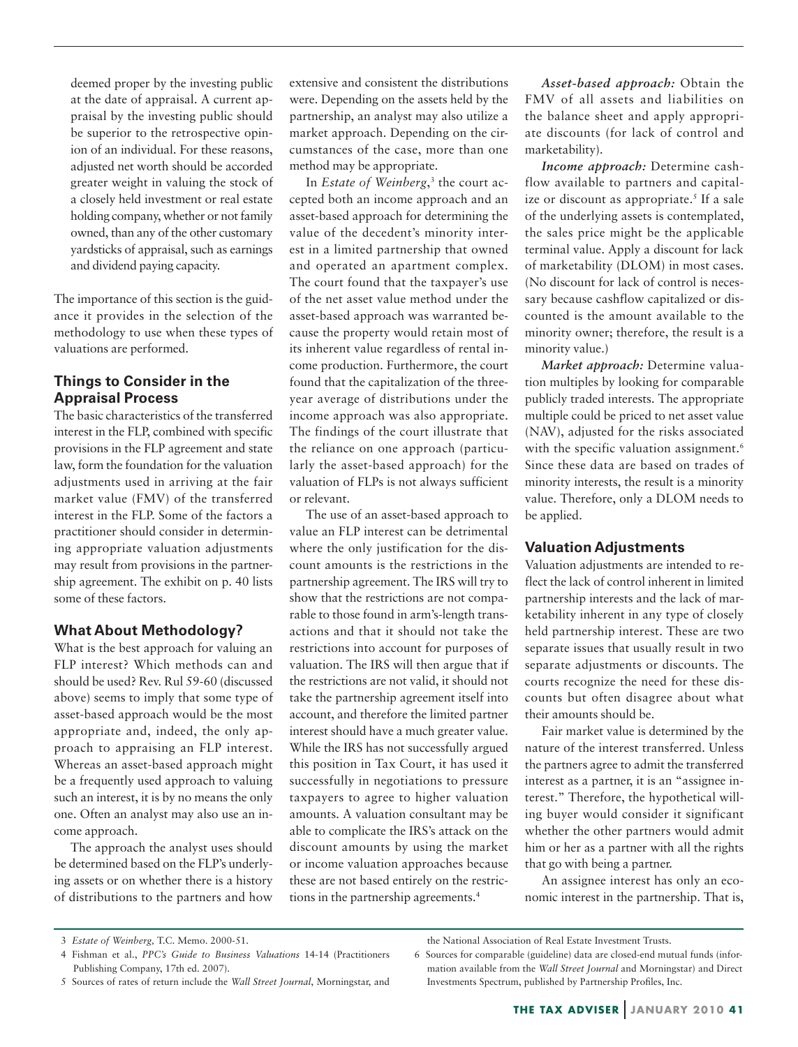> deemed proper by the investing public at the date of appraisal. A current appraisal by the investing public should be superior to the retrospective opinion of an individual. For these reasons, adjusted net worth should be accorded greater weight in valuing the stock of a closely held investment or real estate holding company, whether or not family owned, than any of the other customary yardsticks of appraisal, such as earnings and dividend paying capacity.

The importance of this section is the guidance it provides in the selection of the methodology to use when these types of valuations are performed.

### Things to Consider in the Appraisal Process

The basic characteristics of the transferred interest in the FLP, combined with specific provisions in the FLP agreement and state law, form the foundation for the valuation adjustments used in arriving at the fair market value (FMV) of the transferred interest in the FLP. Some of the factors a practitioner should consider in determining appropriate valuation adjustments may result from provisions in the partnership agreement. The exhibit on p. 40 lists some of these factors.

### What About Methodology?

What is the best approach for valuing an FLP interest? Which methods can and should be used? Rev. Rul 59-60 (discussed above) seems to imply that some type of asset-based approach would be the most appropriate and, indeed, the only approach to appraising an FLP interest. Whereas an asset-based approach might be a frequently used approach to valuing such an interest, it is by no means the only one. Often an analyst may also use an income approach.

The approach the analyst uses should be determined based on the FLP's underlying assets or on whether there is a history of distributions to the partners and how extensive and consistent the distributions were. Depending on the assets held by the partnership, an analyst may also utilize a market approach. Depending on the circumstances of the case, more than one method may be appropriate.

In *Estate of Weinberg*,[3] the court accepted both an income approach and an asset-based approach for determining the value of the decedent's minority interest in a limited partnership that owned and operated an apartment complex. The court found that the taxpayer's use of the net asset value method under the asset-based approach was warranted because the property would retain most of its inherent value regardless of rental income production. Furthermore, the court found that the capitalization of the three-year average of distributions under the income approach was also appropriate. The findings of the court illustrate that the reliance on one approach (particularly the asset-based approach) for the valuation of FLPs is not always sufficient or relevant.

The use of an asset-based approach to value an FLP interest can be detrimental where the only justification for the discount amounts is the restrictions in the partnership agreement. The IRS will try to show that the restrictions are not comparable to those found in arm's-length transactions and that it should not take the restrictions into account for purposes of valuation. The IRS will then argue that if the restrictions are not valid, it should not take the partnership agreement itself into account, and therefore the limited partner interest should have a much greater value. While the IRS has not successfully argued this position in Tax Court, it has used it successfully in negotiations to pressure taxpayers to agree to higher valuation amounts. A valuation consultant may be able to complicate the IRS's attack on the discount amounts by using the market or income valuation approaches because these are not based entirely on the restrictions in the partnership agreements.[4]

***Asset-based approach:*** Obtain the FMV of all assets and liabilities on the balance sheet and apply appropriate discounts (for lack of control and marketability).

***Income approach:*** Determine cashflow available to partners and capitalize or discount as appropriate.[5] If a sale of the underlying assets is contemplated, the sales price might be the applicable terminal value. Apply a discount for lack of marketability (DLOM) in most cases. (No discount for lack of control is necessary because cashflow capitalized or discounted is the amount available to the minority owner; therefore, the result is a minority value.)

***Market approach:*** Determine valuation multiples by looking for comparable publicly traded interests. The appropriate multiple could be priced to net asset value (NAV), adjusted for the risks associated with the specific valuation assignment.[6] Since these data are based on trades of minority interests, the result is a minority value. Therefore, only a DLOM needs to be applied.

### Valuation Adjustments

Valuation adjustments are intended to reflect the lack of control inherent in limited partnership interests and the lack of marketability inherent in any type of closely held partnership interest. These are two separate issues that usually result in two separate adjustments or discounts. The courts recognize the need for these discounts but often disagree about what their amounts should be.

Fair market value is determined by the nature of the interest transferred. Unless the partners agree to admit the transferred interest as a partner, it is an "assignee interest." Therefore, the hypothetical willing buyer would consider it significant whether the other partners would admit him or her as a partner with all the rights that go with being a partner.

An assignee interest has only an economic interest in the partnership. That is,

---

3 *Estate of Weinberg,* T.C. Memo. 2000-51.

4 Fishman et al., *PPC's Guide to Business Valuations* 14-14 (Practitioners Publishing Company, 17th ed. 2007).

5 Sources of rates of return include the *Wall Street Journal*, Morningstar, and the National Association of Real Estate Investment Trusts.

6 Sources for comparable (guideline) data are closed-end mutual funds (information available from the *Wall Street Journal* and Morningstar) and Direct Investments Spectrum, published by Partnership Profiles, Inc.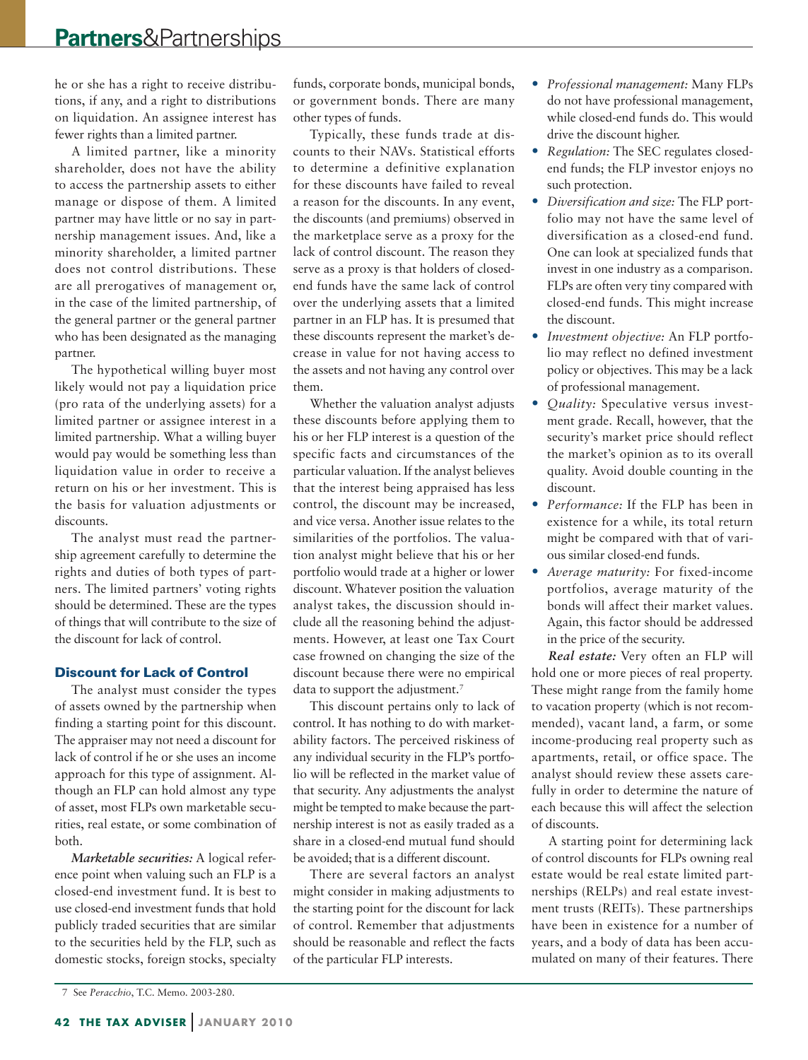he or she has a right to receive distributions, if any, and a right to distributions on liquidation. An assignee interest has fewer rights than a limited partner.

A limited partner, like a minority shareholder, does not have the ability to access the partnership assets to either manage or dispose of them. A limited partner may have little or no say in partnership management issues. And, like a minority shareholder, a limited partner does not control distributions. These are all prerogatives of management or, in the case of the limited partnership, of the general partner or the general partner who has been designated as the managing partner.

The hypothetical willing buyer most likely would not pay a liquidation price (pro rata of the underlying assets) for a limited partner or assignee interest in a limited partnership. What a willing buyer would pay would be something less than liquidation value in order to receive a return on his or her investment. This is the basis for valuation adjustments or discounts.

The analyst must read the partnership agreement carefully to determine the rights and duties of both types of partners. The limited partners' voting rights should be determined. These are the types of things that will contribute to the size of the discount for lack of control.

### Discount for Lack of Control

The analyst must consider the types of assets owned by the partnership when finding a starting point for this discount. The appraiser may not need a discount for lack of control if he or she uses an income approach for this type of assignment. Although an FLP can hold almost any type of asset, most FLPs own marketable securities, real estate, or some combination of both.

***Marketable securities:*** A logical reference point when valuing such an FLP is a closed-end investment fund. It is best to use closed-end investment funds that hold publicly traded securities that are similar to the securities held by the FLP, such as domestic stocks, foreign stocks, specialty funds, corporate bonds, municipal bonds, or government bonds. There are many other types of funds.

Typically, these funds trade at discounts to their NAVs. Statistical efforts to determine a definitive explanation for these discounts have failed to reveal a reason for the discounts. In any event, the discounts (and premiums) observed in the marketplace serve as a proxy for the lack of control discount. The reason they serve as a proxy is that holders of closed-end funds have the same lack of control over the underlying assets that a limited partner in an FLP has. It is presumed that these discounts represent the market's decrease in value for not having access to the assets and not having any control over them.

Whether the valuation analyst adjusts these discounts before applying them to his or her FLP interest is a question of the specific facts and circumstances of the particular valuation. If the analyst believes that the interest being appraised has less control, the discount may be increased, and vice versa. Another issue relates to the similarities of the portfolios. The valuation analyst might believe that his or her portfolio would trade at a higher or lower discount. Whatever position the valuation analyst takes, the discussion should include all the reasoning behind the adjustments. However, at least one Tax Court case frowned on changing the size of the discount because there were no empirical data to support the adjustment.[7]

This discount pertains only to lack of control. It has nothing to do with marketability factors. The perceived riskiness of any individual security in the FLP's portfolio will be reflected in the market value of that security. Any adjustments the analyst might be tempted to make because the partnership interest is not as easily traded as a share in a closed-end mutual fund should be avoided; that is a different discount.

There are several factors an analyst might consider in making adjustments to the starting point for the discount for lack of control. Remember that adjustments should be reasonable and reflect the facts of the particular FLP interests.

- *Professional management:* Many FLPs do not have professional management, while closed-end funds do. This would drive the discount higher.
- *Regulation:* The SEC regulates closed-end funds; the FLP investor enjoys no such protection.
- *Diversification and size:* The FLP portfolio may not have the same level of diversification as a closed-end fund. One can look at specialized funds that invest in one industry as a comparison. FLPs are often very tiny compared with closed-end funds. This might increase the discount.
- *Investment objective:* An FLP portfolio may reflect no defined investment policy or objectives. This may be a lack of professional management.
- *Quality:* Speculative versus investment grade. Recall, however, that the security's market price should reflect the market's opinion as to its overall quality. Avoid double counting in the discount.
- *Performance:* If the FLP has been in existence for a while, its total return might be compared with that of various similar closed-end funds.
- *Average maturity:* For fixed-income portfolios, average maturity of the bonds will affect their market values. Again, this factor should be addressed in the price of the security.

***Real estate:*** Very often an FLP will hold one or more pieces of real property. These might range from the family home to vacation property (which is not recommended), vacant land, a farm, or some income-producing real property such as apartments, retail, or office space. The analyst should review these assets carefully in order to determine the nature of each because this will affect the selection of discounts.

A starting point for determining lack of control discounts for FLPs owning real estate would be real estate limited partnerships (RELPs) and real estate investment trusts (REITs). These partnerships have been in existence for a number of years, and a body of data has been accumulated on many of their features. There

---

7 See *Peracchio*, T.C. Memo. 2003-280.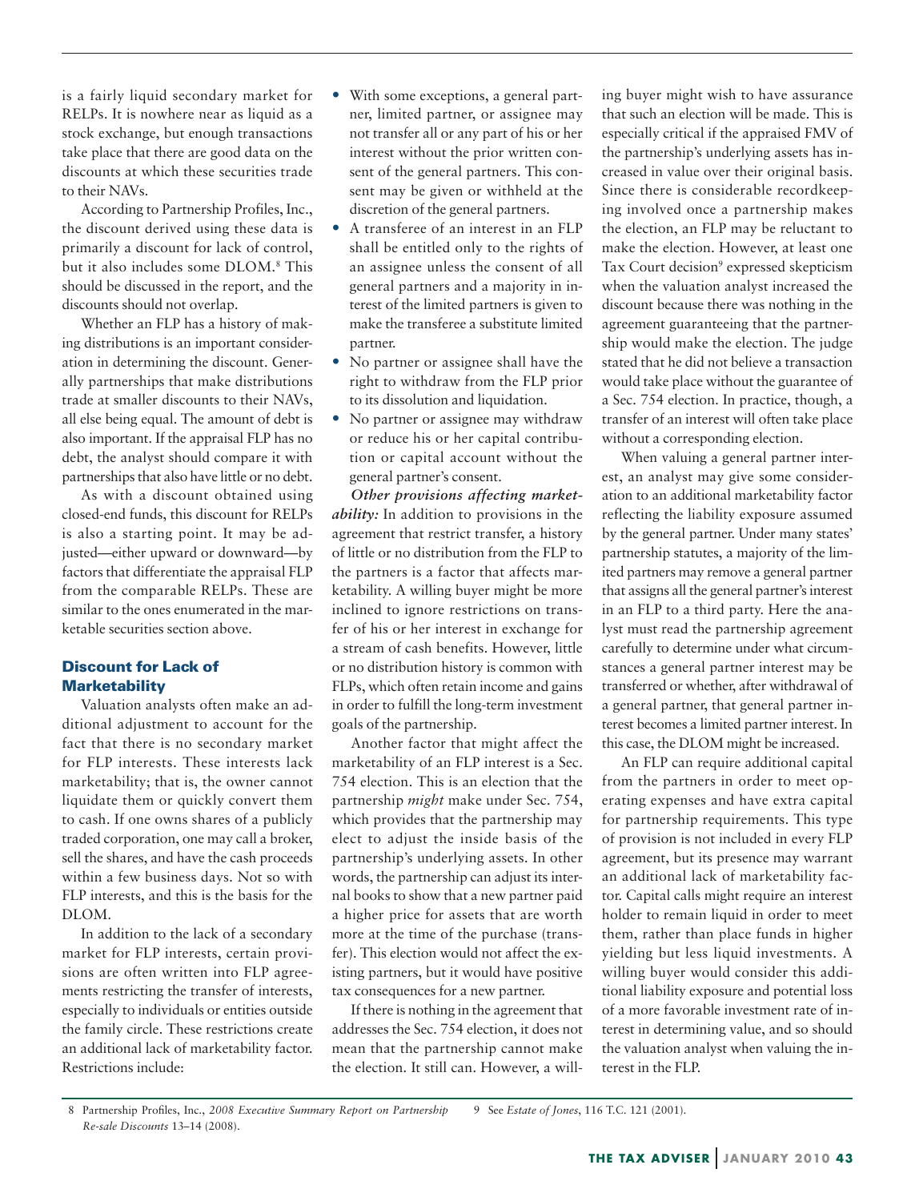is a fairly liquid secondary market for RELPs. It is nowhere near as liquid as a stock exchange, but enough transactions take place that there are good data on the discounts at which these securities trade to their NAVs.

According to Partnership Profiles, Inc., the discount derived using these data is primarily a discount for lack of control, but it also includes some DLOM.[8] This should be discussed in the report, and the discounts should not overlap.

Whether an FLP has a history of making distributions is an important consideration in determining the discount. Generally partnerships that make distributions trade at smaller discounts to their NAVs, all else being equal. The amount of debt is also important. If the appraisal FLP has no debt, the analyst should compare it with partnerships that also have little or no debt.

As with a discount obtained using closed-end funds, this discount for RELPs is also a starting point. It may be adjusted—either upward or downward—by factors that differentiate the appraisal FLP from the comparable RELPs. These are similar to the ones enumerated in the marketable securities section above.

## Discount for Lack of Marketability

Valuation analysts often make an additional adjustment to account for the fact that there is no secondary market for FLP interests. These interests lack marketability; that is, the owner cannot liquidate them or quickly convert them to cash. If one owns shares of a publicly traded corporation, one may call a broker, sell the shares, and have the cash proceeds within a few business days. Not so with FLP interests, and this is the basis for the DLOM.

In addition to the lack of a secondary market for FLP interests, certain provisions are often written into FLP agreements restricting the transfer of interests, especially to individuals or entities outside the family circle. These restrictions create an additional lack of marketability factor. Restrictions include:

- With some exceptions, a general partner, limited partner, or assignee may not transfer all or any part of his or her interest without the prior written consent of the general partners. This consent may be given or withheld at the discretion of the general partners.
- A transferee of an interest in an FLP shall be entitled only to the rights of an assignee unless the consent of all general partners and a majority in interest of the limited partners is given to make the transferee a substitute limited partner.
- No partner or assignee shall have the right to withdraw from the FLP prior to its dissolution and liquidation.
- No partner or assignee may withdraw or reduce his or her capital contribution or capital account without the general partner's consent.

***Other provisions affecting marketability:*** In addition to provisions in the agreement that restrict transfer, a history of little or no distribution from the FLP to the partners is a factor that affects marketability. A willing buyer might be more inclined to ignore restrictions on transfer of his or her interest in exchange for a stream of cash benefits. However, little or no distribution history is common with FLPs, which often retain income and gains in order to fulfill the long-term investment goals of the partnership.

Another factor that might affect the marketability of an FLP interest is a Sec. 754 election. This is an election that the partnership *might* make under Sec. 754, which provides that the partnership may elect to adjust the inside basis of the partnership's underlying assets. In other words, the partnership can adjust its internal books to show that a new partner paid a higher price for assets that are worth more at the time of the purchase (transfer). This election would not affect the existing partners, but it would have positive tax consequences for a new partner.

If there is nothing in the agreement that addresses the Sec. 754 election, it does not mean that the partnership cannot make the election. It still can. However, a willing buyer might wish to have assurance that such an election will be made. This is especially critical if the appraised FMV of the partnership's underlying assets has increased in value over their original basis. Since there is considerable recordkeeping involved once a partnership makes the election, an FLP may be reluctant to make the election. However, at least one Tax Court decision[9] expressed skepticism when the valuation analyst increased the discount because there was nothing in the agreement guaranteeing that the partnership would make the election. The judge stated that he did not believe a transaction would take place without the guarantee of a Sec. 754 election. In practice, though, a transfer of an interest will often take place without a corresponding election.

When valuing a general partner interest, an analyst may give some consideration to an additional marketability factor reflecting the liability exposure assumed by the general partner. Under many states' partnership statutes, a majority of the limited partners may remove a general partner that assigns all the general partner's interest in an FLP to a third party. Here the analyst must read the partnership agreement carefully to determine under what circumstances a general partner interest may be transferred or whether, after withdrawal of a general partner, that general partner interest becomes a limited partner interest. In this case, the DLOM might be increased.

An FLP can require additional capital from the partners in order to meet operating expenses and have extra capital for partnership requirements. This type of provision is not included in every FLP agreement, but its presence may warrant an additional lack of marketability factor. Capital calls might require an interest holder to remain liquid in order to meet them, rather than place funds in higher yielding but less liquid investments. A willing buyer would consider this additional liability exposure and potential loss of a more favorable investment rate of interest in determining value, and so should the valuation analyst when valuing the interest in the FLP.

---

8 Partnership Profiles, Inc., *2008 Executive Summary Report on Partnership Re-sale Discounts* 13–14 (2008).

9 See *Estate of Jones*, 116 T.C. 121 (2001).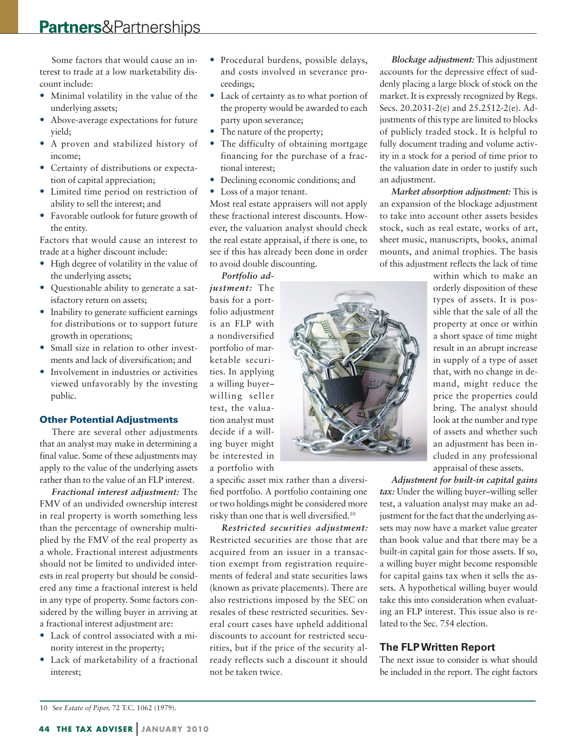Some factors that would cause an interest to trade at a low marketability discount include:

- Minimal volatility in the value of the underlying assets;
- Above-average expectations for future yield;
- A proven and stabilized history of income;
- Certainty of distributions or expectation of capital appreciation;
- Limited time period on restriction of ability to sell the interest; and
- Favorable outlook for future growth of the entity.

Factors that would cause an interest to trade at a higher discount include:

- High degree of volatility in the value of the underlying assets;
- Questionable ability to generate a satisfactory return on assets;
- Inability to generate sufficient earnings for distributions or to support future growth in operations;
- Small size in relation to other investments and lack of diversification; and
- Involvement in industries or activities viewed unfavorably by the investing public.

### Other Potential Adjustments

There are several other adjustments that an analyst may make in determining a final value. Some of these adjustments may apply to the value of the underlying assets rather than to the value of an FLP interest.

*Fractional interest adjustment:* The FMV of an undivided ownership interest in real property is worth something less than the percentage of ownership multiplied by the FMV of the real property as a whole. Fractional interest adjustments should not be limited to undivided interests in real property but should be considered any time a fractional interest is held in any type of property. Some factors considered by the willing buyer in arriving at a fractional interest adjustment are:

- Lack of control associated with a minority interest in the property;
- Lack of marketability of a fractional interest;
- Procedural burdens, possible delays, and costs involved in severance proceedings;
- Lack of certainty as to what portion of the property would be awarded to each party upon severance;
- The nature of the property;
- The difficulty of obtaining mortgage financing for the purchase of a fractional interest;
- Declining economic conditions; and
- Loss of a major tenant.

Most real estate appraisers will not apply these fractional interest discounts. However, the valuation analyst should check the real estate appraisal, if there is one, to see if this has already been done in order to avoid double discounting.

*Portfolio adjustment:* The basis for a portfolio adjustment is an FLP with a nondiversified portfolio of marketable securities. In applying a willing buyer–willing seller test, the valuation analyst must decide if a willing buyer might be interested in a portfolio with a specific asset mix rather than a diversified portfolio. A portfolio containing one or two holdings might be considered more risky than one that is well diversified.[10]

*Restricted securities adjustment:* Restricted securities are those that are acquired from an issuer in a transaction exempt from registration requirements of federal and state securities laws (known as private placements). There are also restrictions imposed by the SEC on resales of these restricted securities. Several court cases have upheld additional discounts to account for restricted securities, but if the price of the security already reflects such a discount it should not be taken twice.

*Blockage adjustment:* This adjustment accounts for the depressive effect of suddenly placing a large block of stock on the market. It is expressly recognized by Regs. Secs. 20.2031-2(e) and 25.2512-2(e). Adjustments of this type are limited to blocks of publicly traded stock. It is helpful to fully document trading and volume activity in a stock for a period of time prior to the valuation date in order to justify such an adjustment.

*Market absorption adjustment:* This is an expansion of the blockage adjustment to take into account other assets besides stock, such as real estate, works of art, sheet music, manuscripts, books, animal mounts, and animal trophies. The basis of this adjustment reflects the lack of time within which to make an orderly disposition of these types of assets. It is possible that the sale of all the property at once or within a short space of time might result in an abrupt increase in supply of a type of asset that, with no change in demand, might reduce the price the properties could bring. The analyst should look at the number and type of assets and whether such an adjustment has been included in any professional appraisal of these assets.

*Adjustment for built-in capital gains tax:* Under the willing buyer–willing seller test, a valuation analyst may make an adjustment for the fact that the underlying assets may now have a market value greater than book value and that there may be a built-in capital gain for those assets. If so, a willing buyer might become responsible for capital gains tax when it sells the assets. A hypothetical willing buyer would take this into consideration when evaluating an FLP interest. This issue also is related to the Sec. 754 election.

### The FLP Written Report

The next issue to consider is what should be included in the report. The eight factors

---

10 See *Estate of Piper*, 72 T.C. 1062 (1979).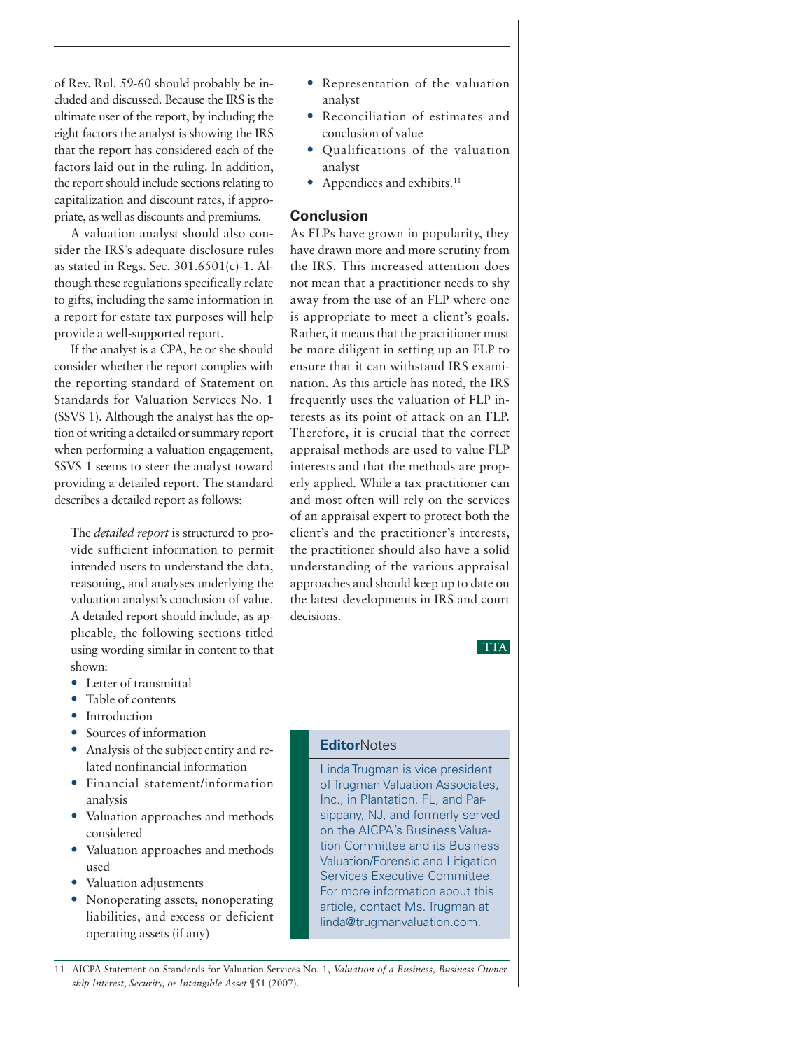of Rev. Rul. 59-60 should probably be included and discussed. Because the IRS is the ultimate user of the report, by including the eight factors the analyst is showing the IRS that the report has considered each of the factors laid out in the ruling. In addition, the report should include sections relating to capitalization and discount rates, if appropriate, as well as discounts and premiums.

A valuation analyst should also consider the IRS's adequate disclosure rules as stated in Regs. Sec. 301.6501(c)-1. Although these regulations specifically relate to gifts, including the same information in a report for estate tax purposes will help provide a well-supported report.

If the analyst is a CPA, he or she should consider whether the report complies with the reporting standard of Statement on Standards for Valuation Services No. 1 (SSVS 1). Although the analyst has the option of writing a detailed or summary report when performing a valuation engagement, SSVS 1 seems to steer the analyst toward providing a detailed report. The standard describes a detailed report as follows:

> The *detailed report* is structured to provide sufficient information to permit intended users to understand the data, reasoning, and analyses underlying the valuation analyst's conclusion of value. A detailed report should include, as applicable, the following sections titled using wording similar in content to that shown:
>
> - Letter of transmittal
> - Table of contents
> - Introduction
> - Sources of information
> - Analysis of the subject entity and related nonfinancial information
> - Financial statement/information analysis
> - Valuation approaches and methods considered
> - Valuation approaches and methods used
> - Valuation adjustments
> - Nonoperating assets, nonoperating liabilities, and excess or deficient operating assets (if any)
> - Representation of the valuation analyst
> - Reconciliation of estimates and conclusion of value
> - Qualifications of the valuation analyst
> - Appendices and exhibits.[11]

## Conclusion

As FLPs have grown in popularity, they have drawn more and more scrutiny from the IRS. This increased attention does not mean that a practitioner needs to shy away from the use of an FLP where one is appropriate to meet a client's goals. Rather, it means that the practitioner must be more diligent in setting up an FLP to ensure that it can withstand IRS examination. As this article has noted, the IRS frequently uses the valuation of FLP interests as its point of attack on an FLP. Therefore, it is crucial that the correct appraisal methods are used to value FLP interests and that the methods are properly applied. While a tax practitioner can and most often will rely on the services of an appraisal expert to protect both the client's and the practitioner's interests, the practitioner should also have a solid understanding of the various appraisal approaches and should keep up to date on the latest developments in IRS and court decisions.

TTA

**Editor**Notes

Linda Trugman is vice president of Trugman Valuation Associates, Inc., in Plantation, FL, and Parsippany, NJ, and formerly served on the AICPA's Business Valuation Committee and its Business Valuation/Forensic and Litigation Services Executive Committee. For more information about this article, contact Ms. Trugman at linda@trugmanvaluation.com.

---

11 AICPA Statement on Standards for Valuation Services No. 1, *Valuation of a Business, Business Ownership Interest, Security, or Intangible Asset* ¶51 (2007).